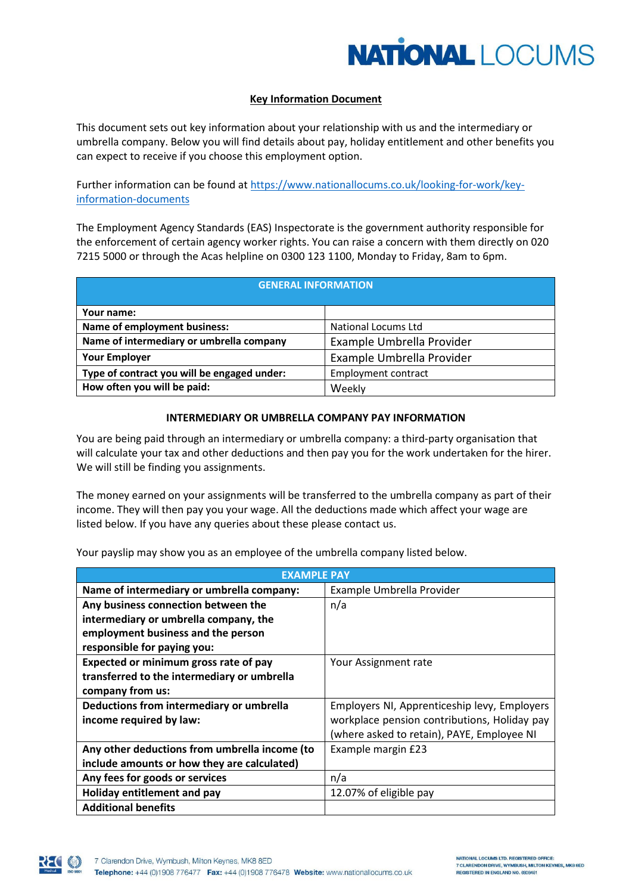# NATIONAL LOCUMS

## Key Information Document

This document sets out key information about your relationship with us and the intermediary or umbrella company. Below you will find details about pay, holiday entitlement and other benefits you can expect to receive if you choose this employment option.

Further information can be found at https://www.nationallocums.co.uk/looking-for-work/key-information-documents

The Employment Agency Standards (EAS) Inspectorate is the government authority responsible for the enforcement of certain agency worker rights. You can raise a concern with them directly on 020 7215 5000 or through the Acas helpline on 0300 123 1100, Monday to Friday, 8am to 6pm.

| GENERAL INFORMATION | |
|---|---|
| **Your name:** | |
| **Name of employment business:** | National Locums Ltd |
| **Name of intermediary or umbrella company** | Example Umbrella Provider |
| **Your Employer** | Example Umbrella Provider |
| **Type of contract you will be engaged under:** | Employment contract |
| **How often you will be paid:** | Weekly |

### INTERMEDIARY OR UMBRELLA COMPANY PAY INFORMATION

You are being paid through an intermediary or umbrella company: a third-party organisation that will calculate your tax and other deductions and then pay you for the work undertaken for the hirer. We will still be finding you assignments.

The money earned on your assignments will be transferred to the umbrella company as part of their income. They will then pay you your wage. All the deductions made which affect your wage are listed below. If you have any queries about these please contact us.

Your payslip may show you as an employee of the umbrella company listed below.

| EXAMPLE PAY | |
|---|---|
| **Name of intermediary or umbrella company:** | Example Umbrella Provider |
| **Any business connection between the intermediary or umbrella company, the employment business and the person responsible for paying you:** | n/a |
| **Expected or minimum gross rate of pay transferred to the intermediary or umbrella company from us:** | Your Assignment rate |
| **Deductions from intermediary or umbrella income required by law:** | Employers NI, Apprenticeship levy, Employers workplace pension contributions, Holiday pay (where asked to retain), PAYE, Employee NI |
| **Any other deductions from umbrella income (to include amounts or how they are calculated)** | Example margin £23 |
| **Any fees for goods or services** | n/a |
| **Holiday entitlement and pay** | 12.07% of eligible pay |
| **Additional benefits** | |

7 Clarendon Drive, Wymbush, Milton Keynes, MK8 8ED
**Telephone:** +44 (0)1908 776477 **Fax:** +44 (0)1908 776478 **Website:** www.nationallocums.co.uk

NATIONAL LOCUMS LTD. REGISTERED OFFICE: 7 CLARENDON DRIVE, WYMBUSH, MILTON KEYNES, MK8 8ED REGISTERED IN ENGLAND NO. 6809461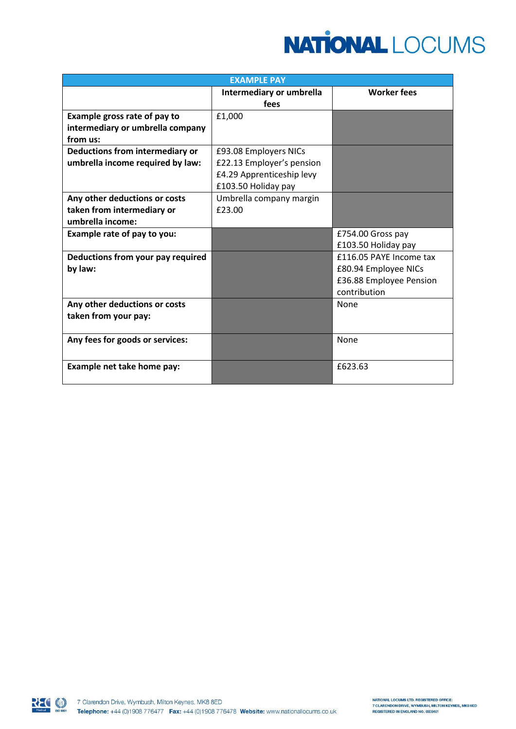| EXAMPLE PAY | | |
|---|---|---|
| | **Intermediary or umbrella fees** | **Worker fees** |
| **Example gross rate of pay to intermediary or umbrella company from us:** | £1,000 | |
| **Deductions from intermediary or umbrella income required by law:** | £93.08 Employers NICs<br>£22.13 Employer's pension<br>£4.29 Apprenticeship levy<br>£103.50 Holiday pay | |
| **Any other deductions or costs taken from intermediary or umbrella income:** | Umbrella company margin £23.00 | |
| **Example rate of pay to you:** | | £754.00 Gross pay<br>£103.50 Holiday pay |
| **Deductions from your pay required by law:** | | £116.05 PAYE Income tax<br>£80.94 Employee NICs<br>£36.88 Employee Pension contribution |
| **Any other deductions or costs taken from your pay:** | | None |
| **Any fees for goods or services:** | | None |
| **Example net take home pay:** | | £623.63 |